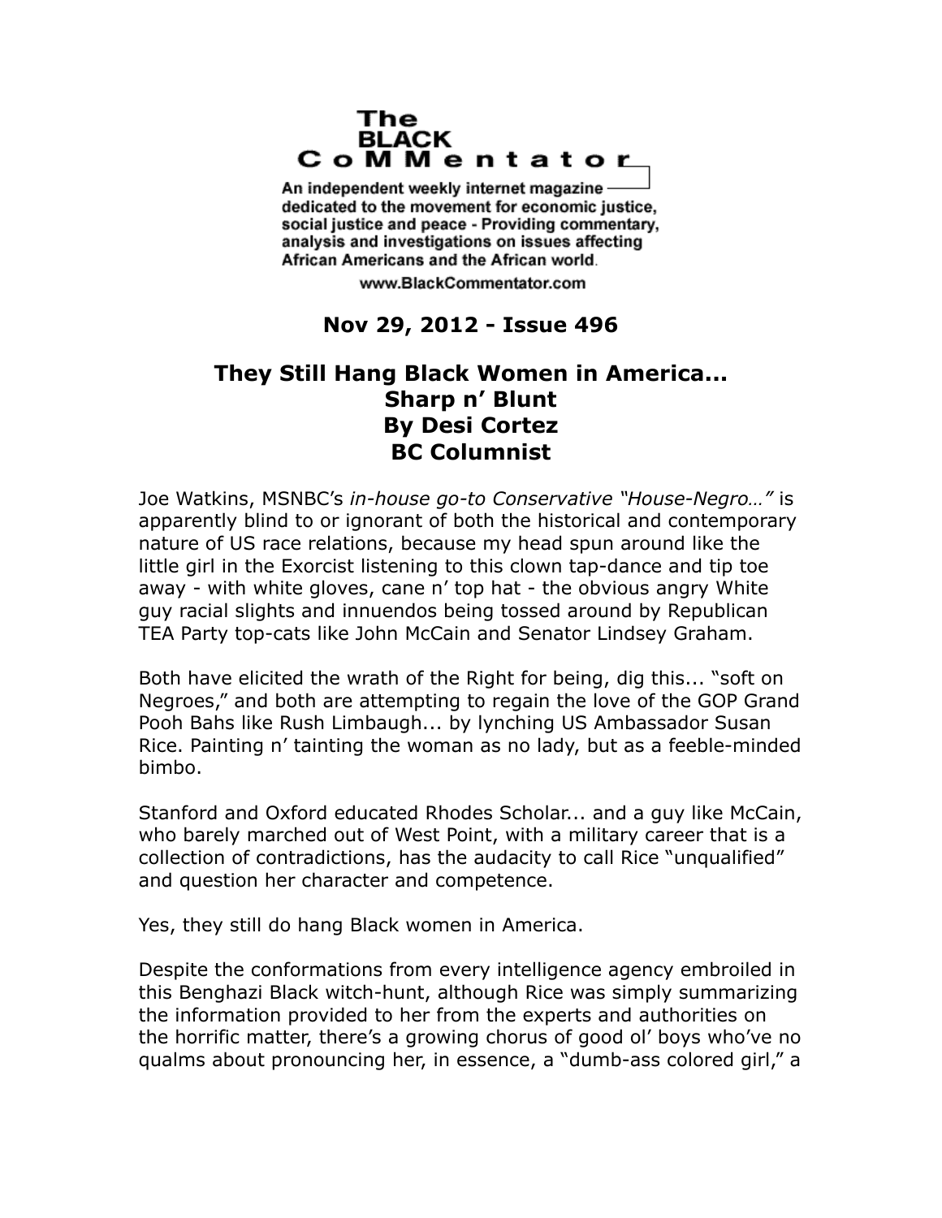# The BLACK CoMMentator

An independent weekly internet magazine dedicated to the movement for economic justice, social justice and peace - Providing commentary, analysis and investigations on issues affecting African Americans and the African world.

www.BlackCommentator.com

**Nov 29, 2012 - Issue 496**

## They Still Hang Black Women in America...
## Sharp n' Blunt
## By Desi Cortez
## BC Columnist

Joe Watkins, MSNBC's *in-house go-to Conservative "House-Negro…"* is apparently blind to or ignorant of both the historical and contemporary nature of US race relations, because my head spun around like the little girl in the Exorcist listening to this clown tap-dance and tip toe away - with white gloves, cane n' top hat - the obvious angry White guy racial slights and innuendos being tossed around by Republican TEA Party top-cats like John McCain and Senator Lindsey Graham.

Both have elicited the wrath of the Right for being, dig this... "soft on Negroes," and both are attempting to regain the love of the GOP Grand Pooh Bahs like Rush Limbaugh... by lynching US Ambassador Susan Rice. Painting n' tainting the woman as no lady, but as a feeble-minded bimbo.

Stanford and Oxford educated Rhodes Scholar... and a guy like McCain, who barely marched out of West Point, with a military career that is a collection of contradictions, has the audacity to call Rice "unqualified" and question her character and competence.

Yes, they still do hang Black women in America.

Despite the conformations from every intelligence agency embroiled in this Benghazi Black witch-hunt, although Rice was simply summarizing the information provided to her from the experts and authorities on the horrific matter, there's a growing chorus of good ol' boys who've no qualms about pronouncing her, in essence, a "dumb-ass colored girl," a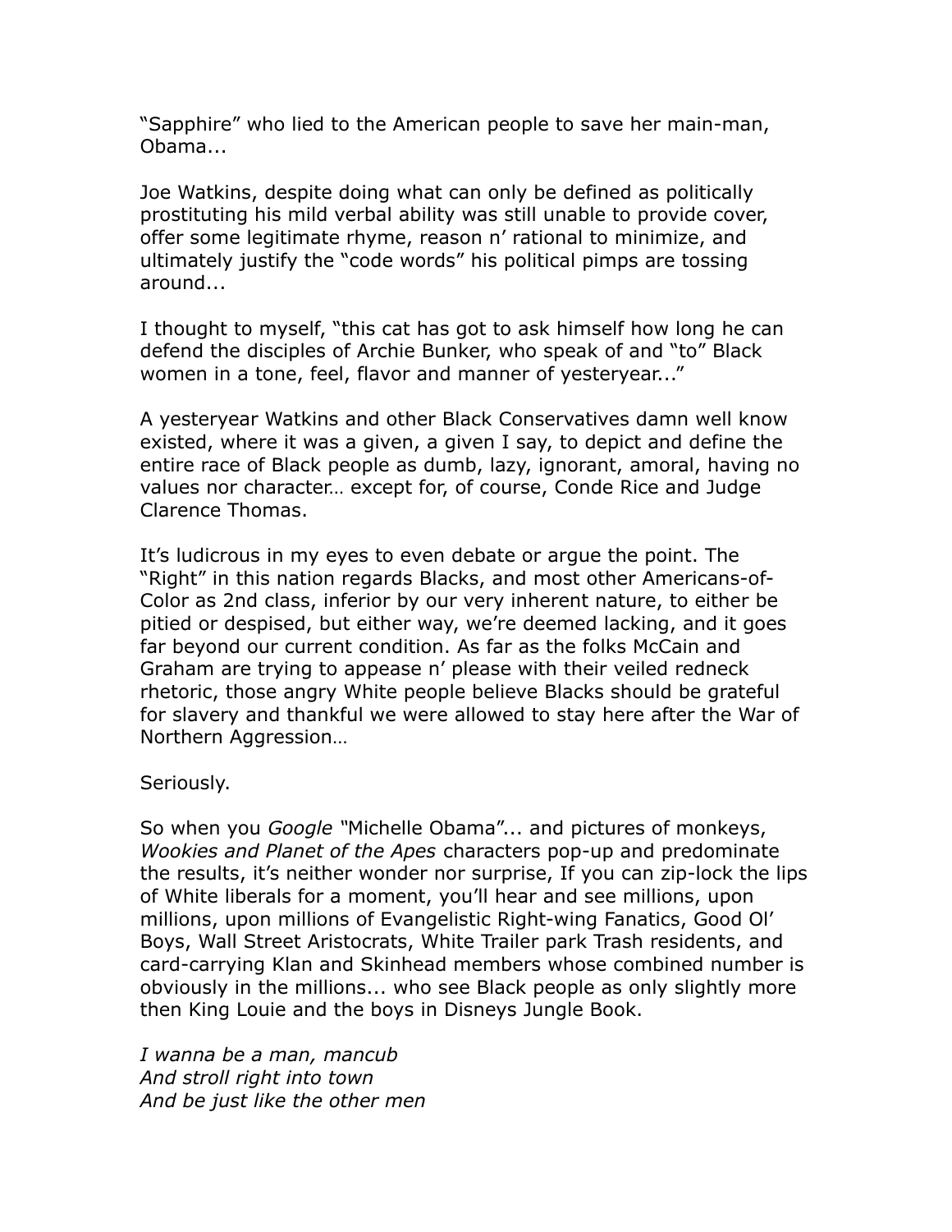"Sapphire" who lied to the American people to save her main-man, Obama...

Joe Watkins, despite doing what can only be defined as politically prostituting his mild verbal ability was still unable to provide cover, offer some legitimate rhyme, reason n' rational to minimize, and ultimately justify the "code words" his political pimps are tossing around...

I thought to myself, "this cat has got to ask himself how long he can defend the disciples of Archie Bunker, who speak of and "to" Black women in a tone, feel, flavor and manner of yesteryear..."

A yesteryear Watkins and other Black Conservatives damn well know existed, where it was a given, a given I say, to depict and define the entire race of Black people as dumb, lazy, ignorant, amoral, having no values nor character… except for, of course, Conde Rice and Judge Clarence Thomas.

It's ludicrous in my eyes to even debate or argue the point. The "Right" in this nation regards Blacks, and most other Americans-of-Color as 2nd class, inferior by our very inherent nature, to either be pitied or despised, but either way, we're deemed lacking, and it goes far beyond our current condition. As far as the folks McCain and Graham are trying to appease n' please with their veiled redneck rhetoric, those angry White people believe Blacks should be grateful for slavery and thankful we were allowed to stay here after the War of Northern Aggression…

Seriously.

So when you *Google* "Michelle Obama"... and pictures of monkeys, *Wookies and Planet of the Apes* characters pop-up and predominate the results, it's neither wonder nor surprise, If you can zip-lock the lips of White liberals for a moment, you'll hear and see millions, upon millions, upon millions of Evangelistic Right-wing Fanatics, Good Ol' Boys, Wall Street Aristocrats, White Trailer park Trash residents, and card-carrying Klan and Skinhead members whose combined number is obviously in the millions... who see Black people as only slightly more then King Louie and the boys in Disneys Jungle Book.

*I wanna be a man, mancub*
*And stroll right into town*
*And be just like the other men*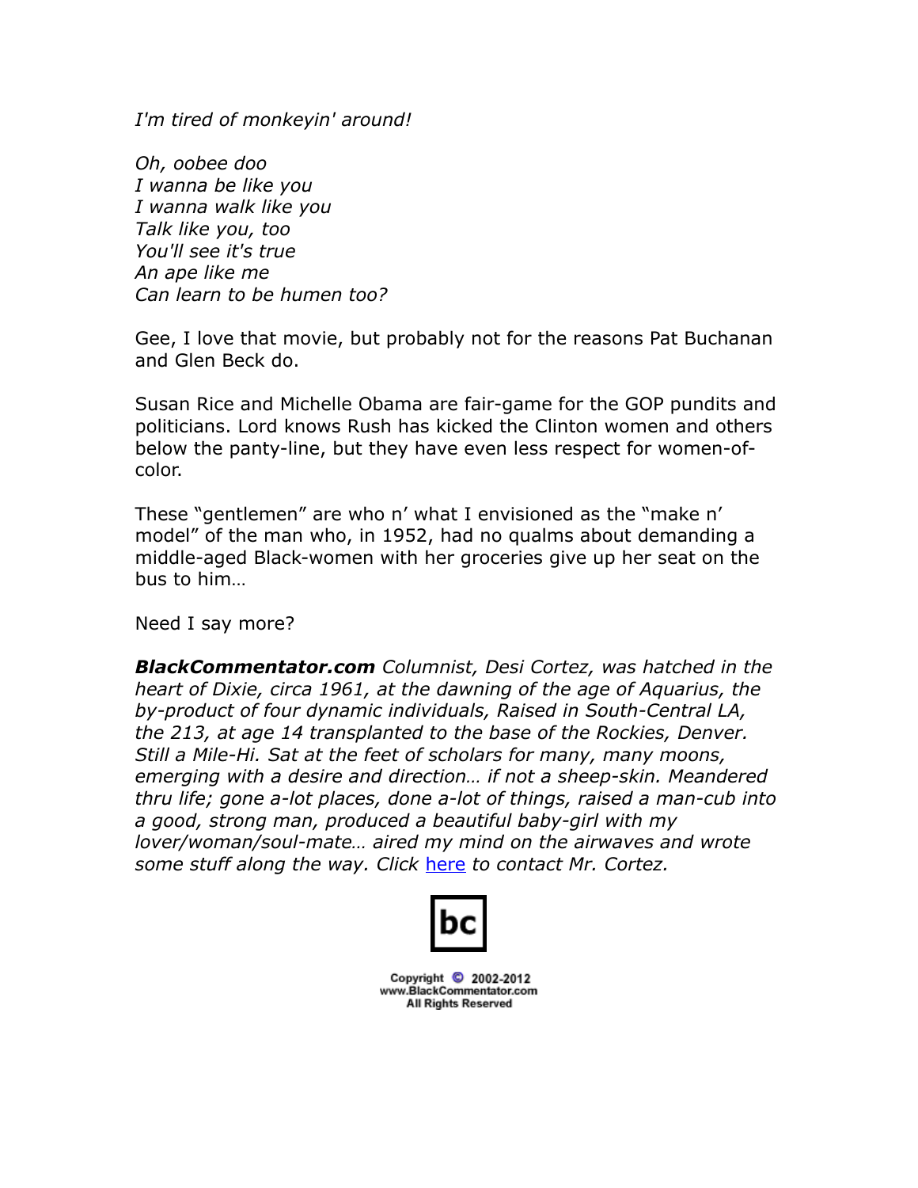*I'm tired of monkeyin' around!*

*Oh, oobee doo*
*I wanna be like you*
*I wanna walk like you*
*Talk like you, too*
*You'll see it's true*
*An ape like me*
*Can learn to be humen too?*

Gee, I love that movie, but probably not for the reasons Pat Buchanan and Glen Beck do.

Susan Rice and Michelle Obama are fair-game for the GOP pundits and politicians. Lord knows Rush has kicked the Clinton women and others below the panty-line, but they have even less respect for women-of-color.

These "gentlemen" are who n' what I envisioned as the "make n' model" of the man who, in 1952, had no qualms about demanding a middle-aged Black-women with her groceries give up her seat on the bus to him…

Need I say more?

***BlackCommentator.com*** *Columnist, Desi Cortez, was hatched in the heart of Dixie, circa 1961, at the dawning of the age of Aquarius, the by-product of four dynamic individuals, Raised in South-Central LA, the 213, at age 14 transplanted to the base of the Rockies, Denver. Still a Mile-Hi. Sat at the feet of scholars for many, many moons, emerging with a desire and direction… if not a sheep-skin. Meandered thru life; gone a-lot places, done a-lot of things, raised a man-cub into a good, strong man, produced a beautiful baby-girl with my lover/woman/soul-mate… aired my mind on the airwaves and wrote some stuff along the way. Click [here](#) to contact Mr. Cortez.*

bc

Copyright © 2002-2012
www.BlackCommentator.com
All Rights Reserved